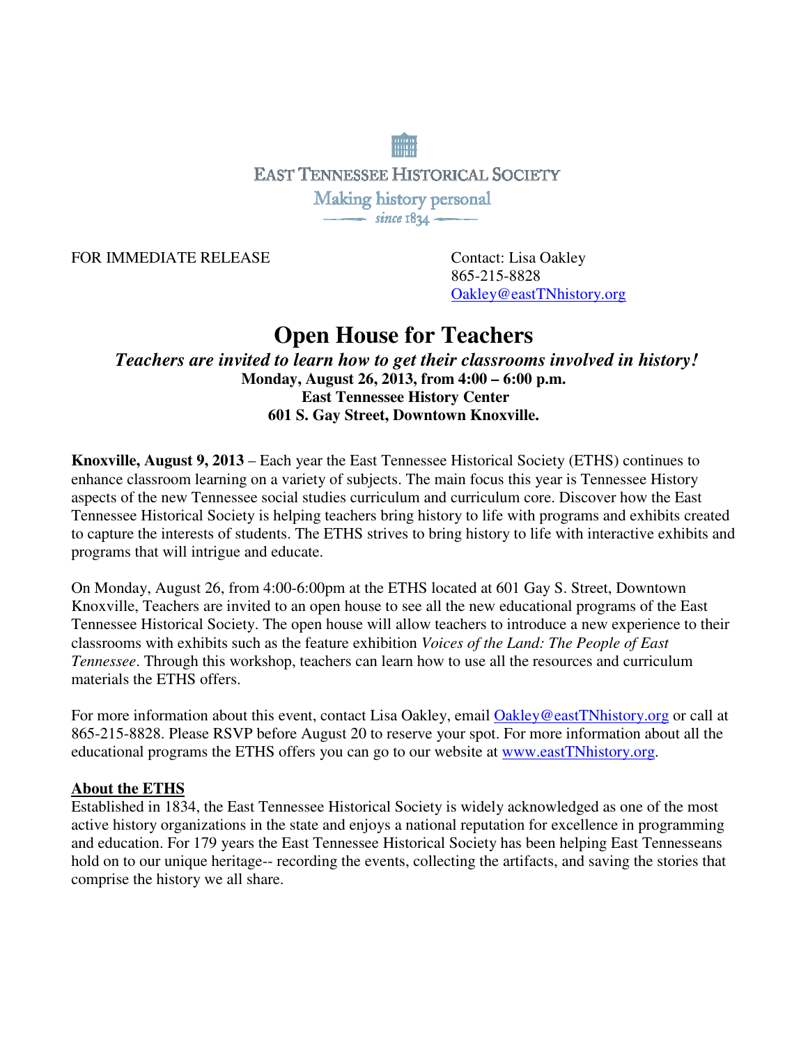EAST TENNESSEE HISTORICAL SOCIETY

Making history personal

since 1834

FOR IMMEDIATE RELEASE

Contact: Lisa Oakley
865-215-8828
Oakley@eastTNhistory.org

# Open House for Teachers

***Teachers are invited to learn how to get their classrooms involved in history!***

**Monday, August 26, 2013, from 4:00 – 6:00 p.m.**
**East Tennessee History Center**
**601 S. Gay Street, Downtown Knoxville.**

**Knoxville, August 9, 2013** – Each year the East Tennessee Historical Society (ETHS) continues to enhance classroom learning on a variety of subjects. The main focus this year is Tennessee History aspects of the new Tennessee social studies curriculum and curriculum core. Discover how the East Tennessee Historical Society is helping teachers bring history to life with programs and exhibits created to capture the interests of students. The ETHS strives to bring history to life with interactive exhibits and programs that will intrigue and educate.

On Monday, August 26, from 4:00-6:00pm at the ETHS located at 601 Gay S. Street, Downtown Knoxville, Teachers are invited to an open house to see all the new educational programs of the East Tennessee Historical Society. The open house will allow teachers to introduce a new experience to their classrooms with exhibits such as the feature exhibition *Voices of the Land: The People of East Tennessee*. Through this workshop, teachers can learn how to use all the resources and curriculum materials the ETHS offers.

For more information about this event, contact Lisa Oakley, email Oakley@eastTNhistory.org or call at 865-215-8828. Please RSVP before August 20 to reserve your spot. For more information about all the educational programs the ETHS offers you can go to our website at www.eastTNhistory.org.

**About the ETHS**

Established in 1834, the East Tennessee Historical Society is widely acknowledged as one of the most active history organizations in the state and enjoys a national reputation for excellence in programming and education. For 179 years the East Tennessee Historical Society has been helping East Tennesseans hold on to our unique heritage-- recording the events, collecting the artifacts, and saving the stories that comprise the history we all share.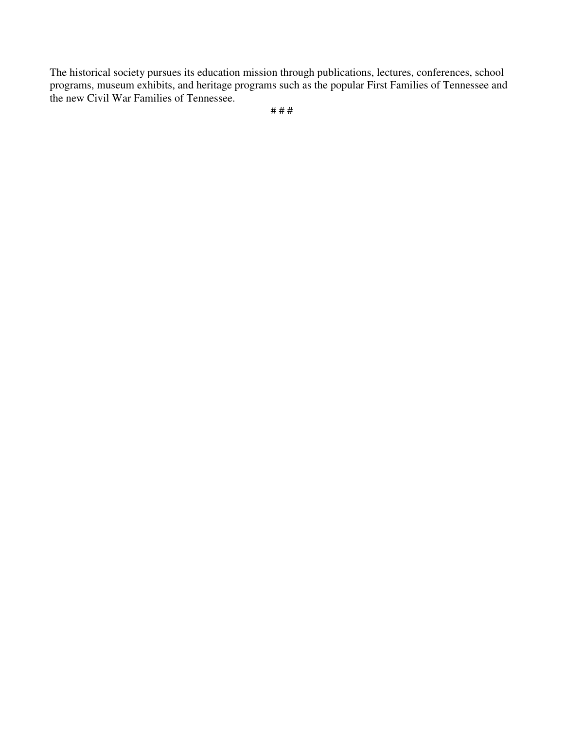The historical society pursues its education mission through publications, lectures, conferences, school programs, museum exhibits, and heritage programs such as the popular First Families of Tennessee and the new Civil War Families of Tennessee.

# # #